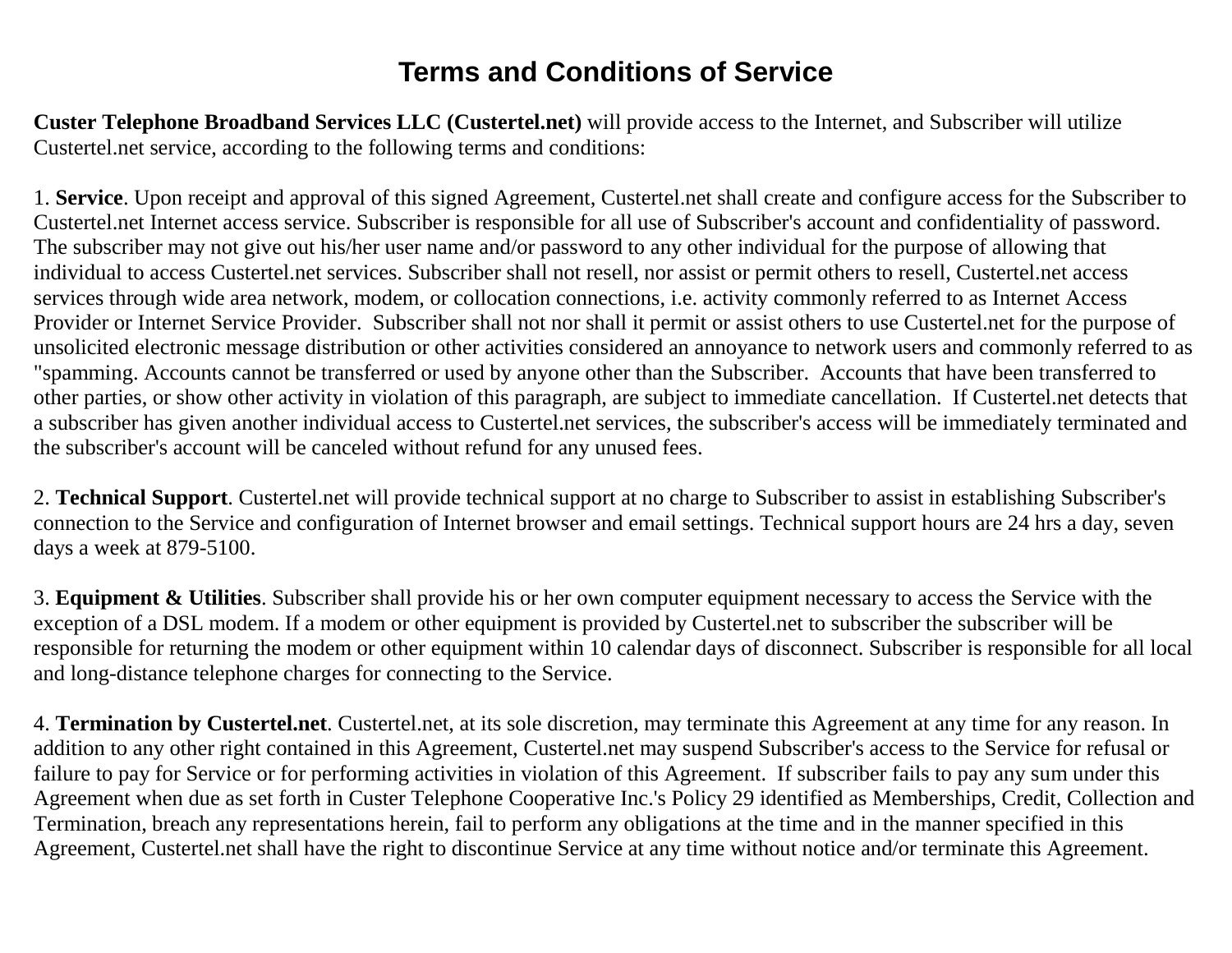# Terms and Conditions of Service

**Custer Telephone Broadband Services LLC (Custertel.net)** will provide access to the Internet, and Subscriber will utilize Custertel.net service, according to the following terms and conditions:

1. **Service**. Upon receipt and approval of this signed Agreement, Custertel.net shall create and configure access for the Subscriber to Custertel.net Internet access service. Subscriber is responsible for all use of Subscriber's account and confidentiality of password. The subscriber may not give out his/her user name and/or password to any other individual for the purpose of allowing that individual to access Custertel.net services. Subscriber shall not resell, nor assist or permit others to resell, Custertel.net access services through wide area network, modem, or collocation connections, i.e. activity commonly referred to as Internet Access Provider or Internet Service Provider. Subscriber shall not nor shall it permit or assist others to use Custertel.net for the purpose of unsolicited electronic message distribution or other activities considered an annoyance to network users and commonly referred to as "spamming. Accounts cannot be transferred or used by anyone other than the Subscriber. Accounts that have been transferred to other parties, or show other activity in violation of this paragraph, are subject to immediate cancellation. If Custertel.net detects that a subscriber has given another individual access to Custertel.net services, the subscriber's access will be immediately terminated and the subscriber's account will be canceled without refund for any unused fees.

2. **Technical Support**. Custertel.net will provide technical support at no charge to Subscriber to assist in establishing Subscriber's connection to the Service and configuration of Internet browser and email settings. Technical support hours are 24 hrs a day, seven days a week at 879-5100.

3. **Equipment & Utilities**. Subscriber shall provide his or her own computer equipment necessary to access the Service with the exception of a DSL modem. If a modem or other equipment is provided by Custertel.net to subscriber the subscriber will be responsible for returning the modem or other equipment within 10 calendar days of disconnect. Subscriber is responsible for all local and long-distance telephone charges for connecting to the Service.

4. **Termination by Custertel.net**. Custertel.net, at its sole discretion, may terminate this Agreement at any time for any reason. In addition to any other right contained in this Agreement, Custertel.net may suspend Subscriber's access to the Service for refusal or failure to pay for Service or for performing activities in violation of this Agreement. If subscriber fails to pay any sum under this Agreement when due as set forth in Custer Telephone Cooperative Inc.'s Policy 29 identified as Memberships, Credit, Collection and Termination, breach any representations herein, fail to perform any obligations at the time and in the manner specified in this Agreement, Custertel.net shall have the right to discontinue Service at any time without notice and/or terminate this Agreement.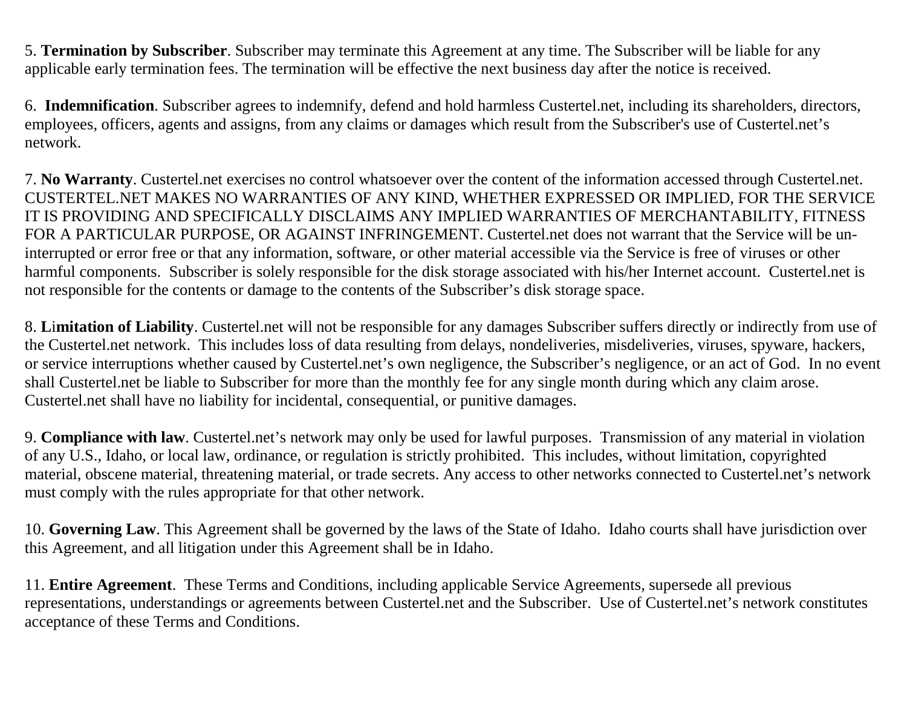5. **Termination by Subscriber**. Subscriber may terminate this Agreement at any time. The Subscriber will be liable for any applicable early termination fees. The termination will be effective the next business day after the notice is received.

6. **Indemnification**. Subscriber agrees to indemnify, defend and hold harmless Custertel.net, including its shareholders, directors, employees, officers, agents and assigns, from any claims or damages which result from the Subscriber's use of Custertel.net's network.

7. **No Warranty**. Custertel.net exercises no control whatsoever over the content of the information accessed through Custertel.net. CUSTERTEL.NET MAKES NO WARRANTIES OF ANY KIND, WHETHER EXPRESSED OR IMPLIED, FOR THE SERVICE IT IS PROVIDING AND SPECIFICALLY DISCLAIMS ANY IMPLIED WARRANTIES OF MERCHANTABILITY, FITNESS FOR A PARTICULAR PURPOSE, OR AGAINST INFRINGEMENT. Custertel.net does not warrant that the Service will be un-interrupted or error free or that any information, software, or other material accessible via the Service is free of viruses or other harmful components. Subscriber is solely responsible for the disk storage associated with his/her Internet account. Custertel.net is not responsible for the contents or damage to the contents of the Subscriber's disk storage space.

8. **Limitation of Liability**. Custertel.net will not be responsible for any damages Subscriber suffers directly or indirectly from use of the Custertel.net network. This includes loss of data resulting from delays, nondeliveries, misdeliveries, viruses, spyware, hackers, or service interruptions whether caused by Custertel.net's own negligence, the Subscriber's negligence, or an act of God. In no event shall Custertel.net be liable to Subscriber for more than the monthly fee for any single month during which any claim arose. Custertel.net shall have no liability for incidental, consequential, or punitive damages.

9. **Compliance with law**. Custertel.net's network may only be used for lawful purposes. Transmission of any material in violation of any U.S., Idaho, or local law, ordinance, or regulation is strictly prohibited. This includes, without limitation, copyrighted material, obscene material, threatening material, or trade secrets. Any access to other networks connected to Custertel.net's network must comply with the rules appropriate for that other network.

10. **Governing Law**. This Agreement shall be governed by the laws of the State of Idaho. Idaho courts shall have jurisdiction over this Agreement, and all litigation under this Agreement shall be in Idaho.

11. **Entire Agreement**. These Terms and Conditions, including applicable Service Agreements, supersede all previous representations, understandings or agreements between Custertel.net and the Subscriber. Use of Custertel.net's network constitutes acceptance of these Terms and Conditions.